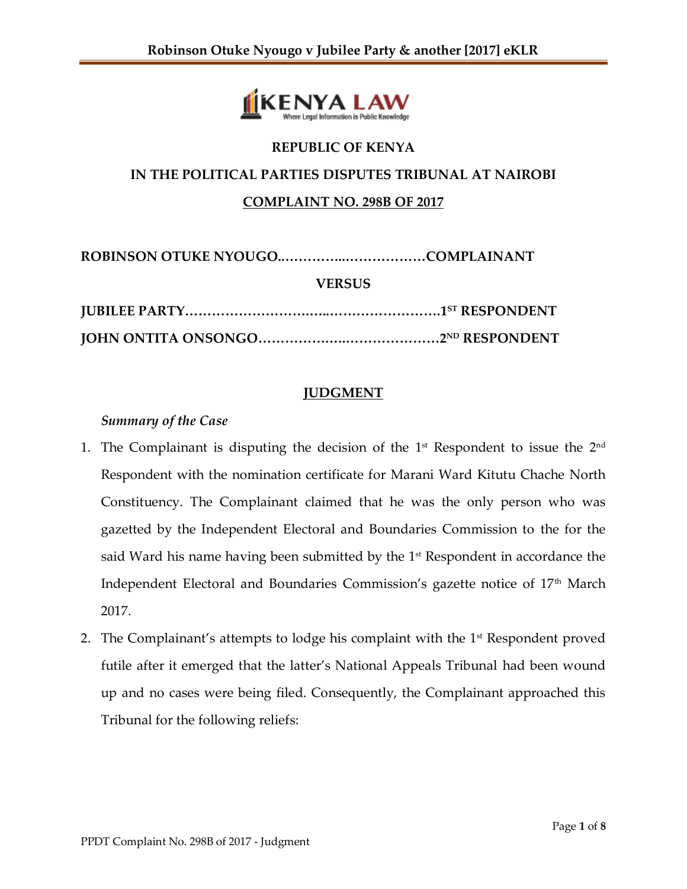**REPUBLIC OF KENYA**

**IN THE POLITICAL PARTIES DISPUTES TRIBUNAL AT NAIROBI**

**COMPLAINT NO. 298B OF 2017**

**ROBINSON OTUKE NYOUGO..............................................COMPLAINANT**

**VERSUS**

**JUBILEE PARTY..........................................................................1ST RESPONDENT**

**JOHN ONTITA ONSONGO........................................................2ND RESPONDENT**

## JUDGMENT

*Summary of the Case*

1. The Complainant is disputing the decision of the 1st Respondent to issue the 2nd Respondent with the nomination certificate for Marani Ward Kitutu Chache North Constituency. The Complainant claimed that he was the only person who was gazetted by the Independent Electoral and Boundaries Commission to the for the said Ward his name having been submitted by the 1st Respondent in accordance the Independent Electoral and Boundaries Commission's gazette notice of 17th March 2017.
2. The Complainant's attempts to lodge his complaint with the 1st Respondent proved futile after it emerged that the latter's National Appeals Tribunal had been wound up and no cases were being filed. Consequently, the Complainant approached this Tribunal for the following reliefs: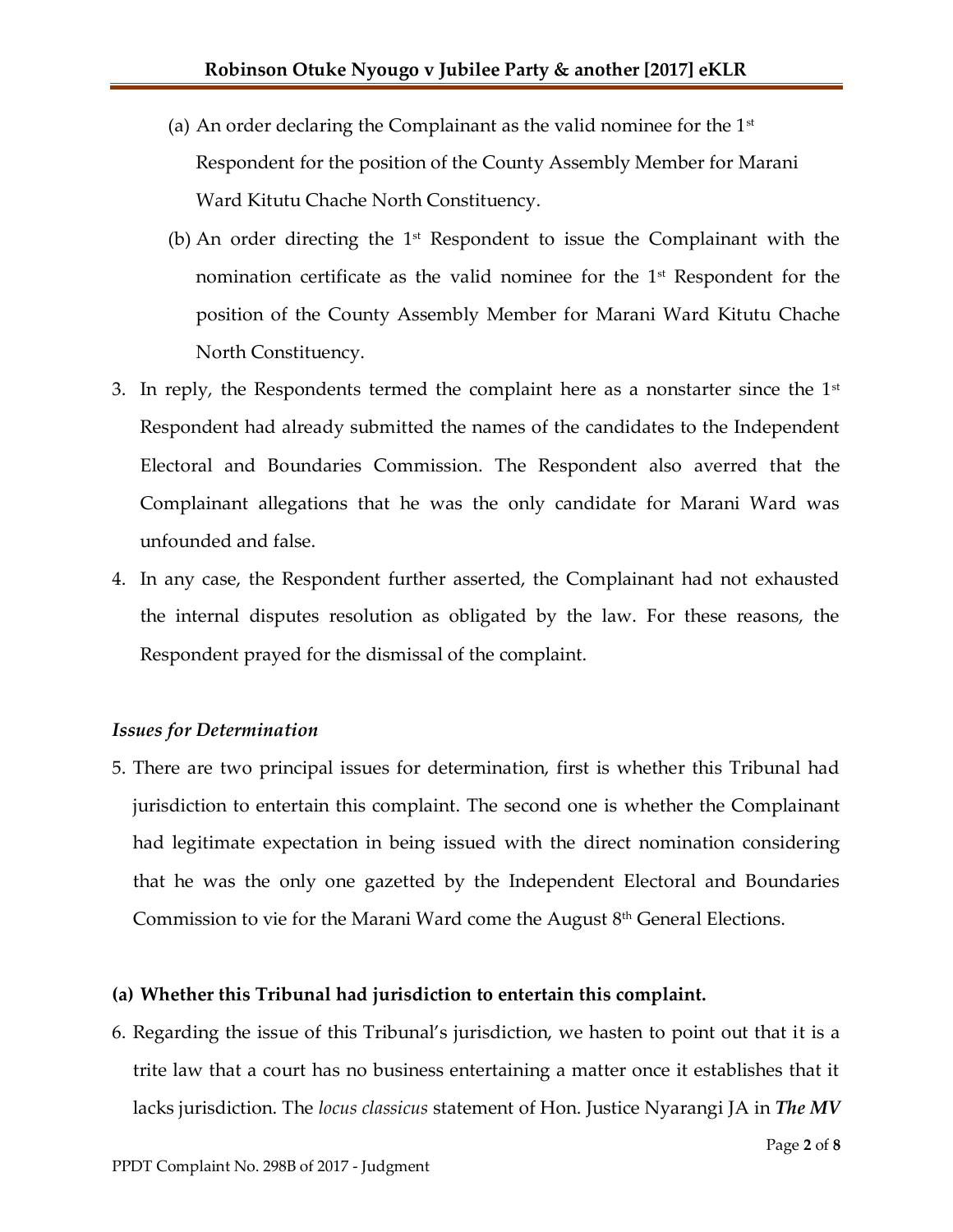(a) An order declaring the Complainant as the valid nominee for the 1st Respondent for the position of the County Assembly Member for Marani Ward Kitutu Chache North Constituency.

(b) An order directing the 1st Respondent to issue the Complainant with the nomination certificate as the valid nominee for the 1st Respondent for the position of the County Assembly Member for Marani Ward Kitutu Chache North Constituency.

3. In reply, the Respondents termed the complaint here as a nonstarter since the 1st Respondent had already submitted the names of the candidates to the Independent Electoral and Boundaries Commission. The Respondent also averred that the Complainant allegations that he was the only candidate for Marani Ward was unfounded and false.

4. In any case, the Respondent further asserted, the Complainant had not exhausted the internal disputes resolution as obligated by the law. For these reasons, the Respondent prayed for the dismissal of the complaint.

*Issues for Determination*

5. There are two principal issues for determination, first is whether this Tribunal had jurisdiction to entertain this complaint. The second one is whether the Complainant had legitimate expectation in being issued with the direct nomination considering that he was the only one gazetted by the Independent Electoral and Boundaries Commission to vie for the Marani Ward come the August 8th General Elections.

**(a) Whether this Tribunal had jurisdiction to entertain this complaint.**

6. Regarding the issue of this Tribunal's jurisdiction, we hasten to point out that it is a trite law that a court has no business entertaining a matter once it establishes that it lacks jurisdiction. The *locus classicus* statement of Hon. Justice Nyarangi JA in ***The MV***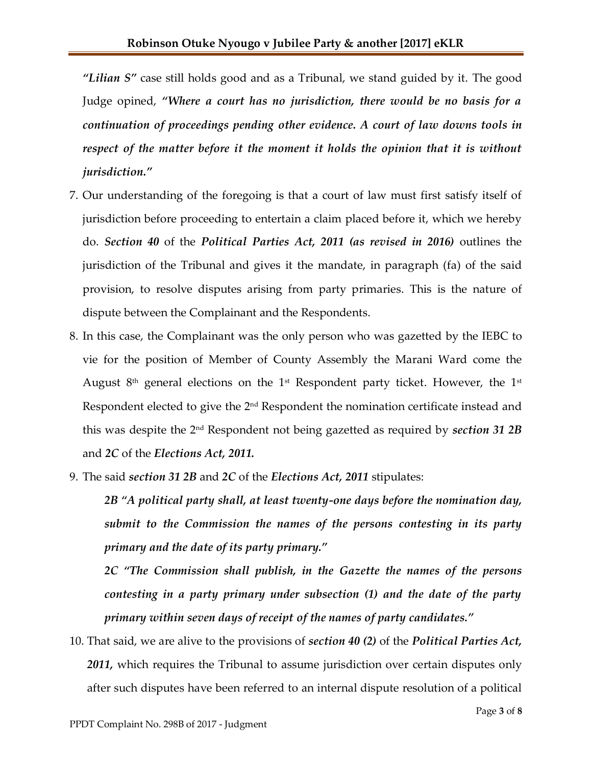***"Lilian S"*** case still holds good and as a Tribunal, we stand guided by it. The good Judge opined, ***"Where a court has no jurisdiction, there would be no basis for a continuation of proceedings pending other evidence. A court of law downs tools in respect of the matter before it the moment it holds the opinion that it is without jurisdiction."***

7. Our understanding of the foregoing is that a court of law must first satisfy itself of jurisdiction before proceeding to entertain a claim placed before it, which we hereby do. ***Section 40*** of the ***Political Parties Act, 2011 (as revised in 2016)*** outlines the jurisdiction of the Tribunal and gives it the mandate, in paragraph (fa) of the said provision, to resolve disputes arising from party primaries. This is the nature of dispute between the Complainant and the Respondents.

8. In this case, the Complainant was the only person who was gazetted by the IEBC to vie for the position of Member of County Assembly the Marani Ward come the August 8th general elections on the 1st Respondent party ticket. However, the 1st Respondent elected to give the 2nd Respondent the nomination certificate instead and this was despite the 2nd Respondent not being gazetted as required by ***section 31 2B*** and ***2C*** of the ***Elections Act, 2011.***

9. The said ***section 31 2B*** and ***2C*** of the ***Elections Act, 2011*** stipulates:

   ***2B "A political party shall, at least twenty-one days before the nomination day, submit to the Commission the names of the persons contesting in its party primary and the date of its party primary."***

   ***2C "The Commission shall publish, in the Gazette the names of the persons contesting in a party primary under subsection (1) and the date of the party primary within seven days of receipt of the names of party candidates."***

10. That said, we are alive to the provisions of ***section 40 (2)*** of the ***Political Parties Act, 2011,*** which requires the Tribunal to assume jurisdiction over certain disputes only after such disputes have been referred to an internal dispute resolution of a political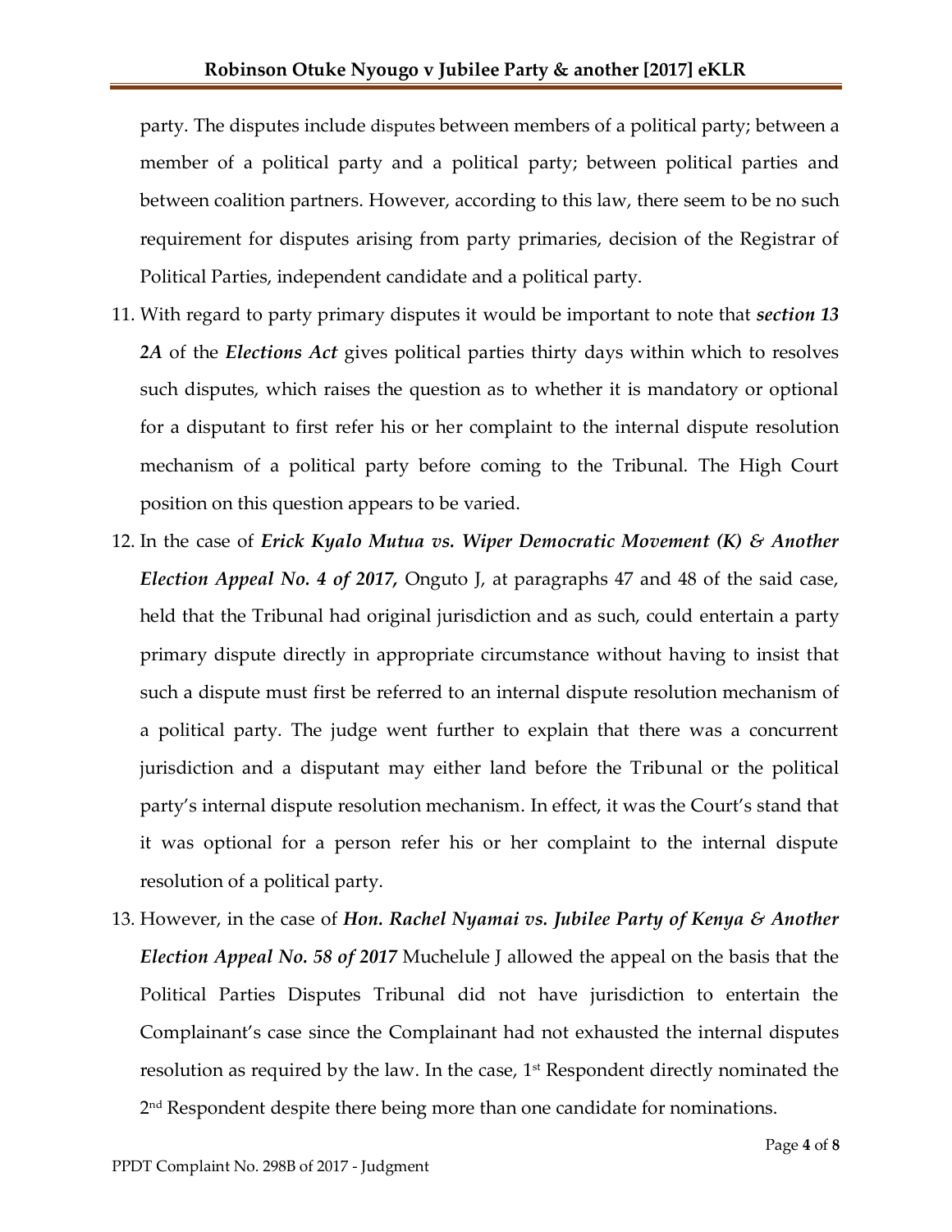party. The disputes include disputes between members of a political party; between a member of a political party and a political party; between political parties and between coalition partners. However, according to this law, there seem to be no such requirement for disputes arising from party primaries, decision of the Registrar of Political Parties, independent candidate and a political party.

11. With regard to party primary disputes it would be important to note that ***section 13 2A*** of the ***Elections Act*** gives political parties thirty days within which to resolves such disputes, which raises the question as to whether it is mandatory or optional for a disputant to first refer his or her complaint to the internal dispute resolution mechanism of a political party before coming to the Tribunal. The High Court position on this question appears to be varied.

12. In the case of ***Erick Kyalo Mutua vs. Wiper Democratic Movement (K) & Another Election Appeal No. 4 of 2017,*** Onguto J, at paragraphs 47 and 48 of the said case, held that the Tribunal had original jurisdiction and as such, could entertain a party primary dispute directly in appropriate circumstance without having to insist that such a dispute must first be referred to an internal dispute resolution mechanism of a political party. The judge went further to explain that there was a concurrent jurisdiction and a disputant may either land before the Tribunal or the political party's internal dispute resolution mechanism. In effect, it was the Court's stand that it was optional for a person refer his or her complaint to the internal dispute resolution of a political party.

13. However, in the case of ***Hon. Rachel Nyamai vs. Jubilee Party of Kenya & Another Election Appeal No. 58 of 2017*** Muchelule J allowed the appeal on the basis that the Political Parties Disputes Tribunal did not have jurisdiction to entertain the Complainant's case since the Complainant had not exhausted the internal disputes resolution as required by the law. In the case, 1st Respondent directly nominated the 2nd Respondent despite there being more than one candidate for nominations.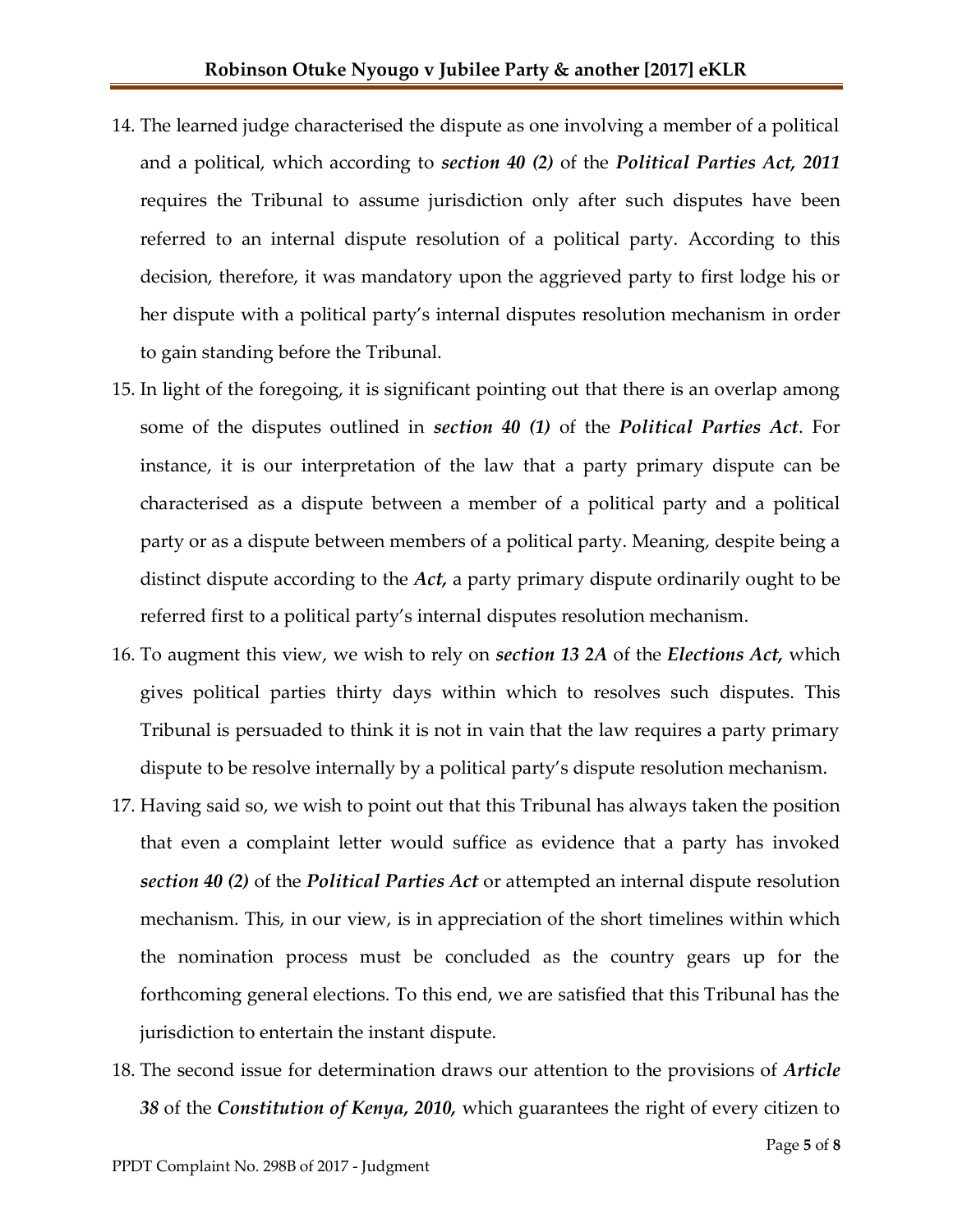14. The learned judge characterised the dispute as one involving a member of a political and a political, which according to ***section 40 (2)*** of the ***Political Parties Act, 2011*** requires the Tribunal to assume jurisdiction only after such disputes have been referred to an internal dispute resolution of a political party. According to this decision, therefore, it was mandatory upon the aggrieved party to first lodge his or her dispute with a political party's internal disputes resolution mechanism in order to gain standing before the Tribunal.

15. In light of the foregoing, it is significant pointing out that there is an overlap among some of the disputes outlined in ***section 40 (1)*** of the ***Political Parties Act***. For instance, it is our interpretation of the law that a party primary dispute can be characterised as a dispute between a member of a political party and a political party or as a dispute between members of a political party. Meaning, despite being a distinct dispute according to the ***Act,*** a party primary dispute ordinarily ought to be referred first to a political party's internal disputes resolution mechanism.

16. To augment this view, we wish to rely on ***section 13 2A*** of the ***Elections Act,*** which gives political parties thirty days within which to resolves such disputes. This Tribunal is persuaded to think it is not in vain that the law requires a party primary dispute to be resolve internally by a political party's dispute resolution mechanism.

17. Having said so, we wish to point out that this Tribunal has always taken the position that even a complaint letter would suffice as evidence that a party has invoked ***section 40 (2)*** of the ***Political Parties Act*** or attempted an internal dispute resolution mechanism. This, in our view, is in appreciation of the short timelines within which the nomination process must be concluded as the country gears up for the forthcoming general elections. To this end, we are satisfied that this Tribunal has the jurisdiction to entertain the instant dispute.

18. The second issue for determination draws our attention to the provisions of ***Article 38*** of the ***Constitution of Kenya, 2010,*** which guarantees the right of every citizen to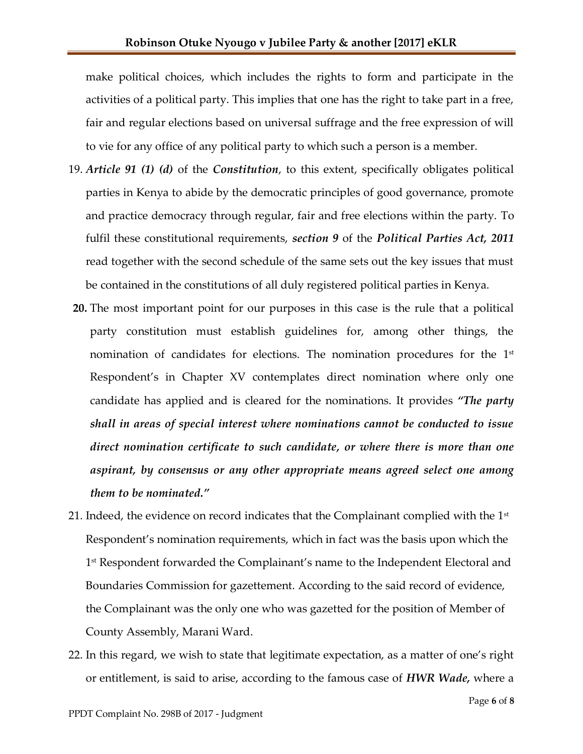make political choices, which includes the rights to form and participate in the activities of a political party. This implies that one has the right to take part in a free, fair and regular elections based on universal suffrage and the free expression of will to vie for any office of any political party to which such a person is a member.

19. ***Article 91 (1) (d)*** of the ***Constitution***, to this extent, specifically obligates political parties in Kenya to abide by the democratic principles of good governance, promote and practice democracy through regular, fair and free elections within the party. To fulfil these constitutional requirements, ***section 9*** of the ***Political Parties Act, 2011*** read together with the second schedule of the same sets out the key issues that must be contained in the constitutions of all duly registered political parties in Kenya.

20. The most important point for our purposes in this case is the rule that a political party constitution must establish guidelines for, among other things, the nomination of candidates for elections. The nomination procedures for the 1st Respondent's in Chapter XV contemplates direct nomination where only one candidate has applied and is cleared for the nominations. It provides ***"The party shall in areas of special interest where nominations cannot be conducted to issue direct nomination certificate to such candidate, or where there is more than one aspirant, by consensus or any other appropriate means agreed select one among them to be nominated."***

21. Indeed, the evidence on record indicates that the Complainant complied with the 1st Respondent's nomination requirements, which in fact was the basis upon which the 1st Respondent forwarded the Complainant's name to the Independent Electoral and Boundaries Commission for gazettement. According to the said record of evidence, the Complainant was the only one who was gazetted for the position of Member of County Assembly, Marani Ward.

22. In this regard, we wish to state that legitimate expectation, as a matter of one's right or entitlement, is said to arise, according to the famous case of ***HWR Wade,*** where a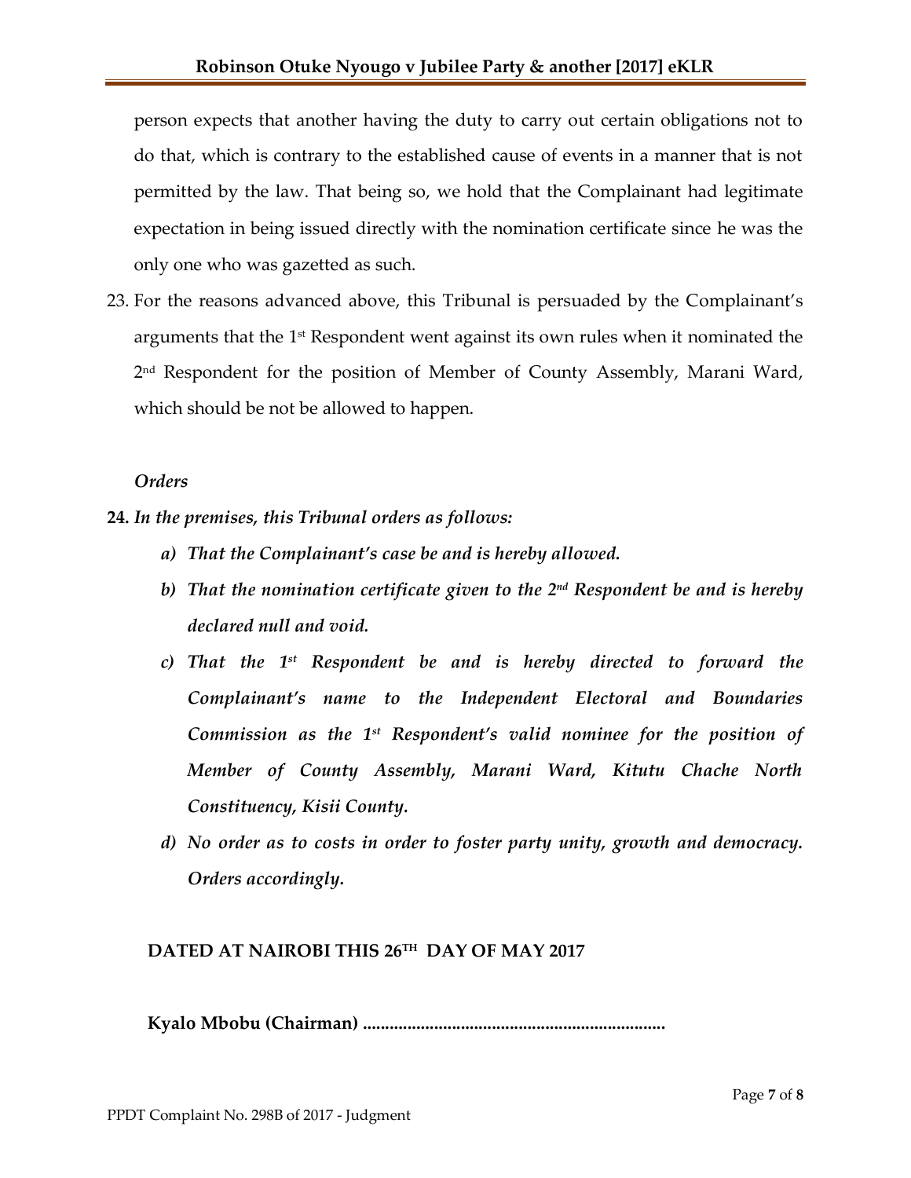person expects that another having the duty to carry out certain obligations not to do that, which is contrary to the established cause of events in a manner that is not permitted by the law. That being so, we hold that the Complainant had legitimate expectation in being issued directly with the nomination certificate since he was the only one who was gazetted as such.

23. For the reasons advanced above, this Tribunal is persuaded by the Complainant's arguments that the 1st Respondent went against its own rules when it nominated the 2nd Respondent for the position of Member of County Assembly, Marani Ward, which should be not be allowed to happen.

*Orders*

**24.** ***In the premises, this Tribunal orders as follows:***

***a) That the Complainant's case be and is hereby allowed.***

***b) That the nomination certificate given to the 2nd Respondent be and is hereby declared null and void.***

***c) That the 1st Respondent be and is hereby directed to forward the Complainant's name to the Independent Electoral and Boundaries Commission as the 1st Respondent's valid nominee for the position of Member of County Assembly, Marani Ward, Kitutu Chache North Constituency, Kisii County.***

***d) No order as to costs in order to foster party unity, growth and democracy. Orders accordingly.***

**DATED AT NAIROBI THIS 26TH DAY OF MAY 2017**

**Kyalo Mbobu (Chairman) ..................................................................**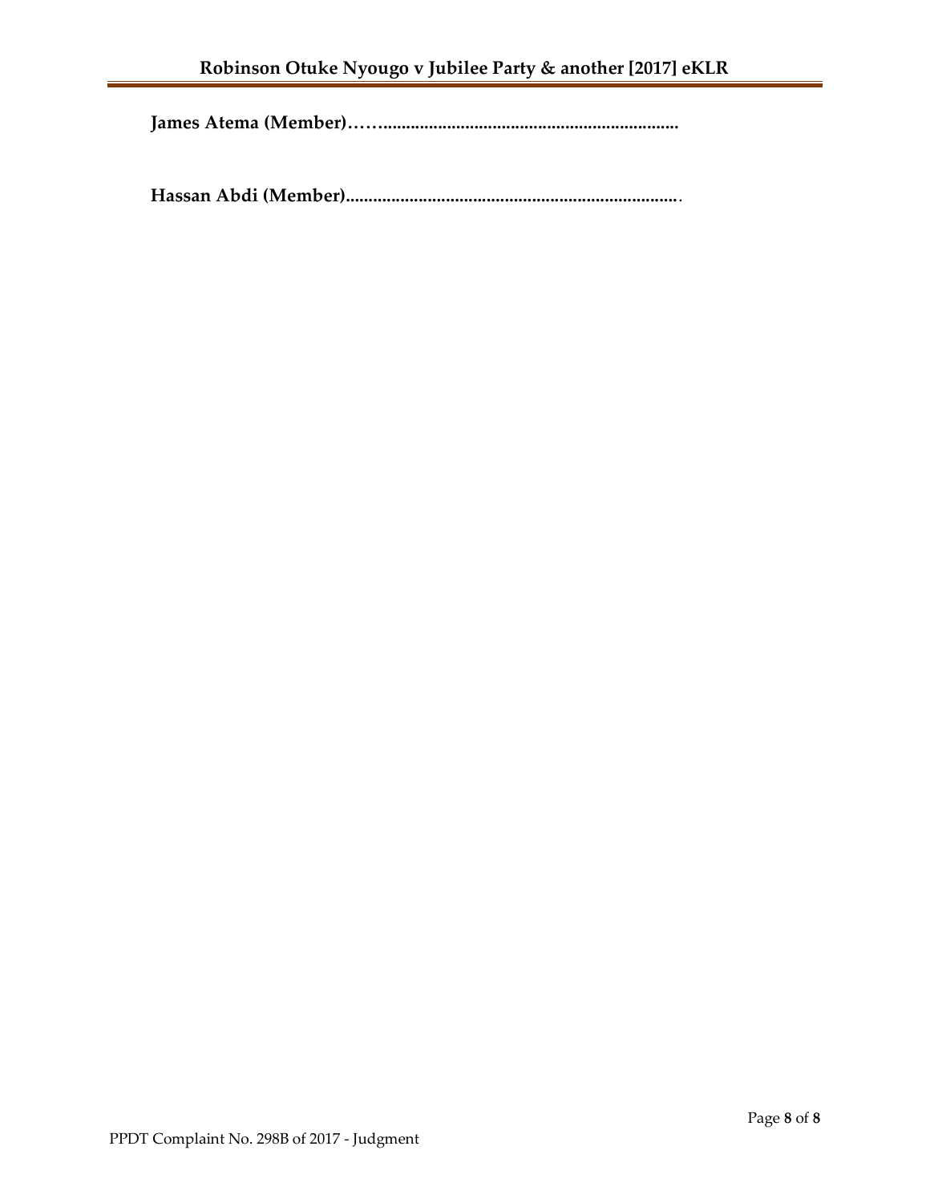**James Atema (Member)……................................................................**

**Hassan Abdi (Member).........................................................................**.